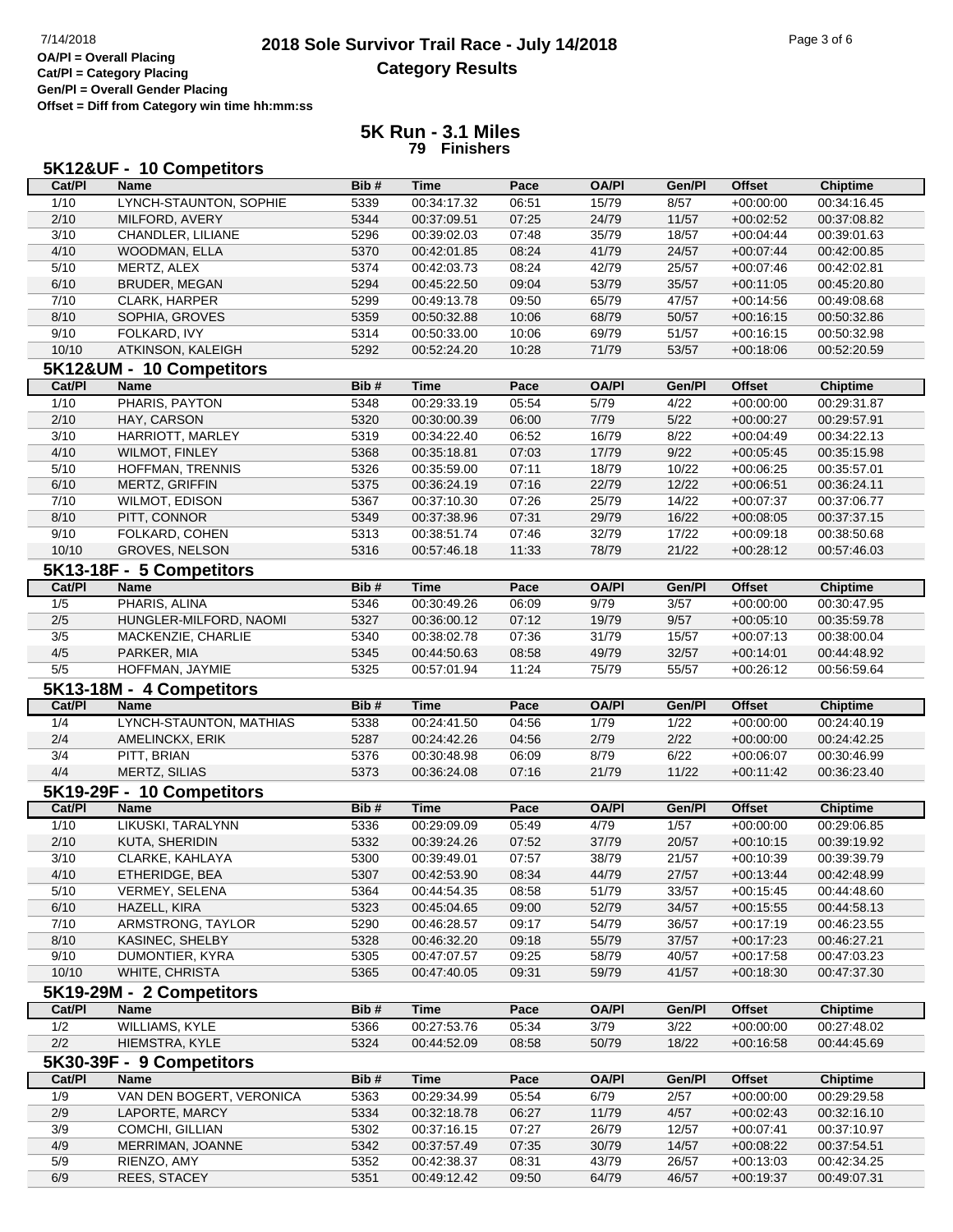**OA/Pl = Overall Placing**
**Cat/Pl = Category Placing**
**Gen/Pl = Overall Gender Placing**
**Offset = Diff from Category win time hh:mm:ss**

# 2018 Sole Survivor Trail Race - July 14/2018

## Category Results

## 5K Run - 3.1 Miles

**79 Finishers**

### 5K12&UF - 10 Competitors

| Cat/Pl | Name | Bib # | Time | Pace | OA/Pl | Gen/Pl | Offset | Chiptime |
|---|---|---|---|---|---|---|---|---|
| 1/10 | LYNCH-STAUNTON, SOPHIE | 5339 | 00:34:17.32 | 06:51 | 15/79 | 8/57 | +00:00:00 | 00:34:16.45 |
| 2/10 | MILFORD, AVERY | 5344 | 00:37:09.51 | 07:25 | 24/79 | 11/57 | +00:02:52 | 00:37:08.82 |
| 3/10 | CHANDLER, LILIANE | 5296 | 00:39:02.03 | 07:48 | 35/79 | 18/57 | +00:04:44 | 00:39:01.63 |
| 4/10 | WOODMAN, ELLA | 5370 | 00:42:01.85 | 08:24 | 41/79 | 24/57 | +00:07:44 | 00:42:00.85 |
| 5/10 | MERTZ, ALEX | 5374 | 00:42:03.73 | 08:24 | 42/79 | 25/57 | +00:07:46 | 00:42:02.81 |
| 6/10 | BRUDER, MEGAN | 5294 | 00:45:22.50 | 09:04 | 53/79 | 35/57 | +00:11:05 | 00:45:20.80 |
| 7/10 | CLARK, HARPER | 5299 | 00:49:13.78 | 09:50 | 65/79 | 47/57 | +00:14:56 | 00:49:08.68 |
| 8/10 | SOPHIA, GROVES | 5359 | 00:50:32.88 | 10:06 | 68/79 | 50/57 | +00:16:15 | 00:50:32.86 |
| 9/10 | FOLKARD, IVY | 5314 | 00:50:33.00 | 10:06 | 69/79 | 51/57 | +00:16:15 | 00:50:32.98 |
| 10/10 | ATKINSON, KALEIGH | 5292 | 00:52:24.20 | 10:28 | 71/79 | 53/57 | +00:18:06 | 00:52:20.59 |

### 5K12&UM - 10 Competitors

| Cat/Pl | Name | Bib # | Time | Pace | OA/Pl | Gen/Pl | Offset | Chiptime |
|---|---|---|---|---|---|---|---|---|
| 1/10 | PHARIS, PAYTON | 5348 | 00:29:33.19 | 05:54 | 5/79 | 4/22 | +00:00:00 | 00:29:31.87 |
| 2/10 | HAY, CARSON | 5320 | 00:30:00.39 | 06:00 | 7/79 | 5/22 | +00:00:27 | 00:29:57.91 |
| 3/10 | HARRIOTT, MARLEY | 5319 | 00:34:22.40 | 06:52 | 16/79 | 8/22 | +00:04:49 | 00:34:22.13 |
| 4/10 | WILMOT, FINLEY | 5368 | 00:35:18.81 | 07:03 | 17/79 | 9/22 | +00:05:45 | 00:35:15.98 |
| 5/10 | HOFFMAN, TRENNIS | 5326 | 00:35:59.00 | 07:11 | 18/79 | 10/22 | +00:06:25 | 00:35:57.01 |
| 6/10 | MERTZ, GRIFFIN | 5375 | 00:36:24.19 | 07:16 | 22/79 | 12/22 | +00:06:51 | 00:36:24.11 |
| 7/10 | WILMOT, EDISON | 5367 | 00:37:10.30 | 07:26 | 25/79 | 14/22 | +00:07:37 | 00:37:06.77 |
| 8/10 | PITT, CONNOR | 5349 | 00:37:38.96 | 07:31 | 29/79 | 16/22 | +00:08:05 | 00:37:37.15 |
| 9/10 | FOLKARD, COHEN | 5313 | 00:38:51.74 | 07:46 | 32/79 | 17/22 | +00:09:18 | 00:38:50.68 |
| 10/10 | GROVES, NELSON | 5316 | 00:57:46.18 | 11:33 | 78/79 | 21/22 | +00:28:12 | 00:57:46.03 |

### 5K13-18F - 5 Competitors

| Cat/Pl | Name | Bib # | Time | Pace | OA/Pl | Gen/Pl | Offset | Chiptime |
|---|---|---|---|---|---|---|---|---|
| 1/5 | PHARIS, ALINA | 5346 | 00:30:49.26 | 06:09 | 9/79 | 3/57 | +00:00:00 | 00:30:47.95 |
| 2/5 | HUNGLER-MILFORD, NAOMI | 5327 | 00:36:00.12 | 07:12 | 19/79 | 9/57 | +00:05:10 | 00:35:59.78 |
| 3/5 | MACKENZIE, CHARLIE | 5340 | 00:38:02.78 | 07:36 | 31/79 | 15/57 | +00:07:13 | 00:38:00.04 |
| 4/5 | PARKER, MIA | 5345 | 00:44:50.63 | 08:58 | 49/79 | 32/57 | +00:14:01 | 00:44:48.92 |
| 5/5 | HOFFMAN, JAYMIE | 5325 | 00:57:01.94 | 11:24 | 75/79 | 55/57 | +00:26:12 | 00:56:59.64 |

### 5K13-18M - 4 Competitors

| Cat/Pl | Name | Bib # | Time | Pace | OA/Pl | Gen/Pl | Offset | Chiptime |
|---|---|---|---|---|---|---|---|---|
| 1/4 | LYNCH-STAUNTON, MATHIAS | 5338 | 00:24:41.50 | 04:56 | 1/79 | 1/22 | +00:00:00 | 00:24:40.19 |
| 2/4 | AMELINCKX, ERIK | 5287 | 00:24:42.26 | 04:56 | 2/79 | 2/22 | +00:00:00 | 00:24:42.25 |
| 3/4 | PITT, BRIAN | 5376 | 00:30:48.98 | 06:09 | 8/79 | 6/22 | +00:06:07 | 00:30:46.99 |
| 4/4 | MERTZ, SILIAS | 5373 | 00:36:24.08 | 07:16 | 21/79 | 11/22 | +00:11:42 | 00:36:23.40 |

### 5K19-29F - 10 Competitors

| Cat/Pl | Name | Bib # | Time | Pace | OA/Pl | Gen/Pl | Offset | Chiptime |
|---|---|---|---|---|---|---|---|---|
| 1/10 | LIKUSKI, TARALYNN | 5336 | 00:29:09.09 | 05:49 | 4/79 | 1/57 | +00:00:00 | 00:29:06.85 |
| 2/10 | KUTA, SHERIDIN | 5332 | 00:39:24.26 | 07:52 | 37/79 | 20/57 | +00:10:15 | 00:39:19.92 |
| 3/10 | CLARKE, KAHLAYA | 5300 | 00:39:49.01 | 07:57 | 38/79 | 21/57 | +00:10:39 | 00:39:39.79 |
| 4/10 | ETHERIDGE, BEA | 5307 | 00:42:53.90 | 08:34 | 44/79 | 27/57 | +00:13:44 | 00:42:48.99 |
| 5/10 | VERMEY, SELENA | 5364 | 00:44:54.35 | 08:58 | 51/79 | 33/57 | +00:15:45 | 00:44:48.60 |
| 6/10 | HAZELL, KIRA | 5323 | 00:45:04.65 | 09:00 | 52/79 | 34/57 | +00:15:55 | 00:44:58.13 |
| 7/10 | ARMSTRONG, TAYLOR | 5290 | 00:46:28.57 | 09:17 | 54/79 | 36/57 | +00:17:19 | 00:46:23.55 |
| 8/10 | KASINEC, SHELBY | 5328 | 00:46:32.20 | 09:18 | 55/79 | 37/57 | +00:17:23 | 00:46:27.21 |
| 9/10 | DUMONTIER, KYRA | 5305 | 00:47:07.57 | 09:25 | 58/79 | 40/57 | +00:17:58 | 00:47:03.23 |
| 10/10 | WHITE, CHRISTA | 5365 | 00:47:40.05 | 09:31 | 59/79 | 41/57 | +00:18:30 | 00:47:37.30 |

### 5K19-29M - 2 Competitors

| Cat/Pl | Name | Bib # | Time | Pace | OA/Pl | Gen/Pl | Offset | Chiptime |
|---|---|---|---|---|---|---|---|---|
| 1/2 | WILLIAMS, KYLE | 5366 | 00:27:53.76 | 05:34 | 3/79 | 3/22 | +00:00:00 | 00:27:48.02 |
| 2/2 | HIEMSTRA, KYLE | 5324 | 00:44:52.09 | 08:58 | 50/79 | 18/22 | +00:16:58 | 00:44:45.69 |

### 5K30-39F - 9 Competitors

| Cat/Pl | Name | Bib # | Time | Pace | OA/Pl | Gen/Pl | Offset | Chiptime |
|---|---|---|---|---|---|---|---|---|
| 1/9 | VAN DEN BOGERT, VERONICA | 5363 | 00:29:34.99 | 05:54 | 6/79 | 2/57 | +00:00:00 | 00:29:29.58 |
| 2/9 | LAPORTE, MARCY | 5334 | 00:32:18.78 | 06:27 | 11/79 | 4/57 | +00:02:43 | 00:32:16.10 |
| 3/9 | COMCHI, GILLIAN | 5302 | 00:37:16.15 | 07:27 | 26/79 | 12/57 | +00:07:41 | 00:37:10.97 |
| 4/9 | MERRIMAN, JOANNE | 5342 | 00:37:57.49 | 07:35 | 30/79 | 14/57 | +00:08:22 | 00:37:54.51 |
| 5/9 | RIENZO, AMY | 5352 | 00:42:38.37 | 08:31 | 43/79 | 26/57 | +00:13:03 | 00:42:34.25 |
| 6/9 | REES, STACEY | 5351 | 00:49:12.42 | 09:50 | 64/79 | 46/57 | +00:19:37 | 00:49:07.31 |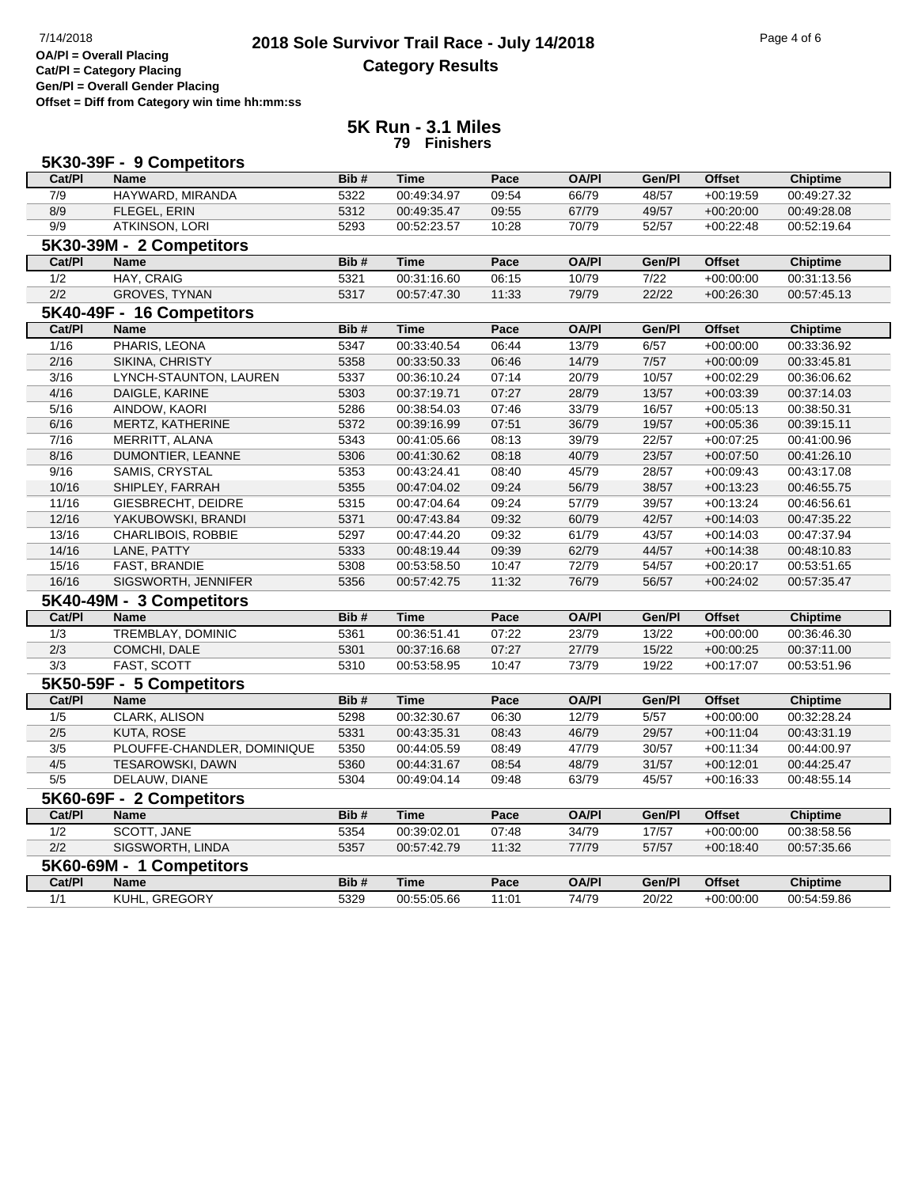OA/Pl = Overall Placing
Cat/Pl = Category Placing
Gen/Pl = Overall Gender Placing
Offset = Diff from Category win time hh:mm:ss

# 2018 Sole Survivor Trail Race - July 14/2018

## Category Results

## 5K Run - 3.1 Miles

**79 Finishers**

### 5K30-39F - 9 Competitors

| Cat/Pl | Name | Bib # | Time | Pace | OA/Pl | Gen/Pl | Offset | Chiptime |
|---|---|---|---|---|---|---|---|---|
| 7/9 | HAYWARD, MIRANDA | 5322 | 00:49:34.97 | 09:54 | 66/79 | 48/57 | +00:19:59 | 00:49:27.32 |
| 8/9 | FLEGEL, ERIN | 5312 | 00:49:35.47 | 09:55 | 67/79 | 49/57 | +00:20:00 | 00:49:28.08 |
| 9/9 | ATKINSON, LORI | 5293 | 00:52:23.57 | 10:28 | 70/79 | 52/57 | +00:22:48 | 00:52:19.64 |

### 5K30-39M - 2 Competitors

| Cat/Pl | Name | Bib # | Time | Pace | OA/Pl | Gen/Pl | Offset | Chiptime |
|---|---|---|---|---|---|---|---|---|
| 1/2 | HAY, CRAIG | 5321 | 00:31:16.60 | 06:15 | 10/79 | 7/22 | +00:00:00 | 00:31:13.56 |
| 2/2 | GROVES, TYNAN | 5317 | 00:57:47.30 | 11:33 | 79/79 | 22/22 | +00:26:30 | 00:57:45.13 |

### 5K40-49F - 16 Competitors

| Cat/Pl | Name | Bib # | Time | Pace | OA/Pl | Gen/Pl | Offset | Chiptime |
|---|---|---|---|---|---|---|---|---|
| 1/16 | PHARIS, LEONA | 5347 | 00:33:40.54 | 06:44 | 13/79 | 6/57 | +00:00:00 | 00:33:36.92 |
| 2/16 | SIKINA, CHRISTY | 5358 | 00:33:50.33 | 06:46 | 14/79 | 7/57 | +00:00:09 | 00:33:45.81 |
| 3/16 | LYNCH-STAUNTON, LAUREN | 5337 | 00:36:10.24 | 07:14 | 20/79 | 10/57 | +00:02:29 | 00:36:06.62 |
| 4/16 | DAIGLE, KARINE | 5303 | 00:37:19.71 | 07:27 | 28/79 | 13/57 | +00:03:39 | 00:37:14.03 |
| 5/16 | AINDOW, KAORI | 5286 | 00:38:54.03 | 07:46 | 33/79 | 16/57 | +00:05:13 | 00:38:50.31 |
| 6/16 | MERTZ, KATHERINE | 5372 | 00:39:16.99 | 07:51 | 36/79 | 19/57 | +00:05:36 | 00:39:15.11 |
| 7/16 | MERRITT, ALANA | 5343 | 00:41:05.66 | 08:13 | 39/79 | 22/57 | +00:07:25 | 00:41:00.96 |
| 8/16 | DUMONTIER, LEANNE | 5306 | 00:41:30.62 | 08:18 | 40/79 | 23/57 | +00:07:50 | 00:41:26.10 |
| 9/16 | SAMIS, CRYSTAL | 5353 | 00:43:24.41 | 08:40 | 45/79 | 28/57 | +00:09:43 | 00:43:17.08 |
| 10/16 | SHIPLEY, FARRAH | 5355 | 00:47:04.02 | 09:24 | 56/79 | 38/57 | +00:13:23 | 00:46:55.75 |
| 11/16 | GIESBRECHT, DEIDRE | 5315 | 00:47:04.64 | 09:24 | 57/79 | 39/57 | +00:13:24 | 00:46:56.61 |
| 12/16 | YAKUBOWSKI, BRANDI | 5371 | 00:47:43.84 | 09:32 | 60/79 | 42/57 | +00:14:03 | 00:47:35.22 |
| 13/16 | CHARLIBOIS, ROBBIE | 5297 | 00:47:44.20 | 09:32 | 61/79 | 43/57 | +00:14:03 | 00:47:37.94 |
| 14/16 | LANE, PATTY | 5333 | 00:48:19.44 | 09:39 | 62/79 | 44/57 | +00:14:38 | 00:48:10.83 |
| 15/16 | FAST, BRANDIE | 5308 | 00:53:58.50 | 10:47 | 72/79 | 54/57 | +00:20:17 | 00:53:51.65 |
| 16/16 | SIGSWORTH, JENNIFER | 5356 | 00:57:42.75 | 11:32 | 76/79 | 56/57 | +00:24:02 | 00:57:35.47 |

### 5K40-49M - 3 Competitors

| Cat/Pl | Name | Bib # | Time | Pace | OA/Pl | Gen/Pl | Offset | Chiptime |
|---|---|---|---|---|---|---|---|---|
| 1/3 | TREMBLAY, DOMINIC | 5361 | 00:36:51.41 | 07:22 | 23/79 | 13/22 | +00:00:00 | 00:36:46.30 |
| 2/3 | COMCHI, DALE | 5301 | 00:37:16.68 | 07:27 | 27/79 | 15/22 | +00:00:25 | 00:37:11.00 |
| 3/3 | FAST, SCOTT | 5310 | 00:53:58.95 | 10:47 | 73/79 | 19/22 | +00:17:07 | 00:53:51.96 |

### 5K50-59F - 5 Competitors

| Cat/Pl | Name | Bib # | Time | Pace | OA/Pl | Gen/Pl | Offset | Chiptime |
|---|---|---|---|---|---|---|---|---|
| 1/5 | CLARK, ALISON | 5298 | 00:32:30.67 | 06:30 | 12/79 | 5/57 | +00:00:00 | 00:32:28.24 |
| 2/5 | KUTA, ROSE | 5331 | 00:43:35.31 | 08:43 | 46/79 | 29/57 | +00:11:04 | 00:43:31.19 |
| 3/5 | PLOUFFE-CHANDLER, DOMINIQUE | 5350 | 00:44:05.59 | 08:49 | 47/79 | 30/57 | +00:11:34 | 00:44:00.97 |
| 4/5 | TESAROWSKI, DAWN | 5360 | 00:44:31.67 | 08:54 | 48/79 | 31/57 | +00:12:01 | 00:44:25.47 |
| 5/5 | DELAUW, DIANE | 5304 | 00:49:04.14 | 09:48 | 63/79 | 45/57 | +00:16:33 | 00:48:55.14 |

### 5K60-69F - 2 Competitors

| Cat/Pl | Name | Bib # | Time | Pace | OA/Pl | Gen/Pl | Offset | Chiptime |
|---|---|---|---|---|---|---|---|---|
| 1/2 | SCOTT, JANE | 5354 | 00:39:02.01 | 07:48 | 34/79 | 17/57 | +00:00:00 | 00:38:58.56 |
| 2/2 | SIGSWORTH, LINDA | 5357 | 00:57:42.79 | 11:32 | 77/79 | 57/57 | +00:18:40 | 00:57:35.66 |

### 5K60-69M - 1 Competitors

| Cat/Pl | Name | Bib # | Time | Pace | OA/Pl | Gen/Pl | Offset | Chiptime |
|---|---|---|---|---|---|---|---|---|
| 1/1 | KUHL, GREGORY | 5329 | 00:55:05.66 | 11:01 | 74/79 | 20/22 | +00:00:00 | 00:54:59.86 |